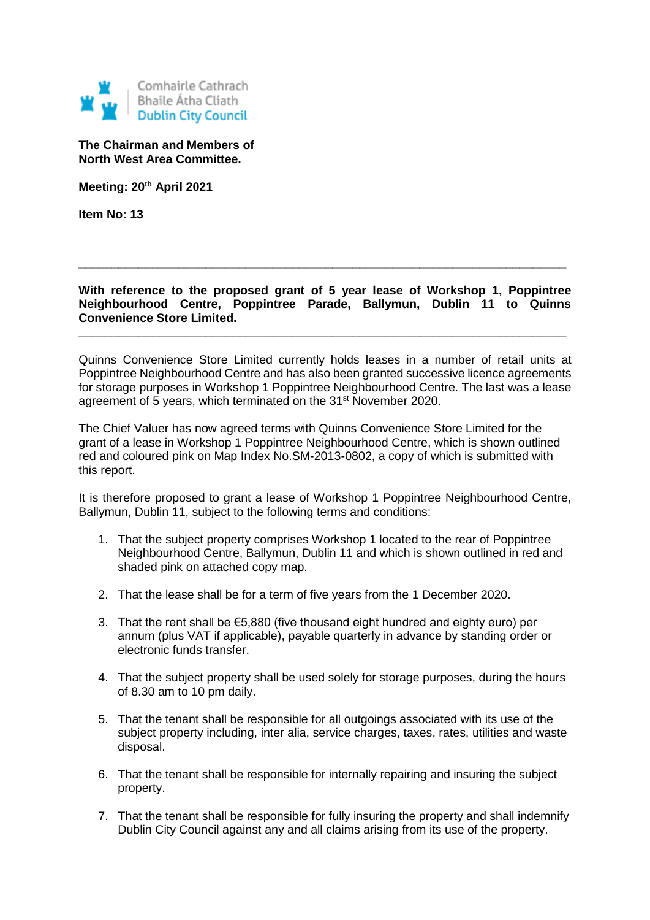Comhairle Cathrach
Bhaile Átha Cliath
Dublin City Council

**The Chairman and Members of**
**North West Area Committee.**

**Meeting: 20th April 2021**

**Item No: 13**

---

**With reference to the proposed grant of 5 year lease of Workshop 1, Poppintree Neighbourhood Centre, Poppintree Parade, Ballymun, Dublin 11 to Quinns Convenience Store Limited.**

---

Quinns Convenience Store Limited currently holds leases in a number of retail units at Poppintree Neighbourhood Centre and has also been granted successive licence agreements for storage purposes in Workshop 1 Poppintree Neighbourhood Centre. The last was a lease agreement of 5 years, which terminated on the 31st November 2020.

The Chief Valuer has now agreed terms with Quinns Convenience Store Limited for the grant of a lease in Workshop 1 Poppintree Neighbourhood Centre, which is shown outlined red and coloured pink on Map Index No.SM-2013-0802, a copy of which is submitted with this report.

It is therefore proposed to grant a lease of Workshop 1 Poppintree Neighbourhood Centre, Ballymun, Dublin 11, subject to the following terms and conditions:

1. That the subject property comprises Workshop 1 located to the rear of Poppintree Neighbourhood Centre, Ballymun, Dublin 11 and which is shown outlined in red and shaded pink on attached copy map.

2. That the lease shall be for a term of five years from the 1 December 2020.

3. That the rent shall be €5,880 (five thousand eight hundred and eighty euro) per annum (plus VAT if applicable), payable quarterly in advance by standing order or electronic funds transfer.

4. That the subject property shall be used solely for storage purposes, during the hours of 8.30 am to 10 pm daily.

5. That the tenant shall be responsible for all outgoings associated with its use of the subject property including, inter alia, service charges, taxes, rates, utilities and waste disposal.

6. That the tenant shall be responsible for internally repairing and insuring the subject property.

7. That the tenant shall be responsible for fully insuring the property and shall indemnify Dublin City Council against any and all claims arising from its use of the property.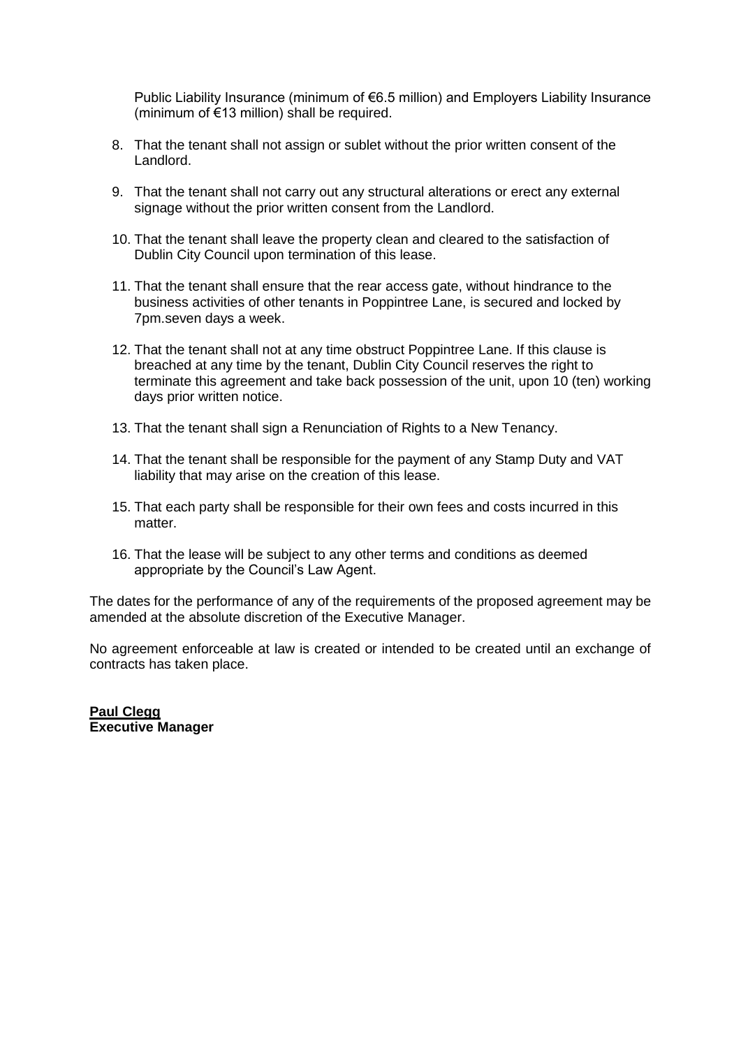Public Liability Insurance (minimum of €6.5 million) and Employers Liability Insurance (minimum of €13 million) shall be required.

8. That the tenant shall not assign or sublet without the prior written consent of the Landlord.

9. That the tenant shall not carry out any structural alterations or erect any external signage without the prior written consent from the Landlord.

10. That the tenant shall leave the property clean and cleared to the satisfaction of Dublin City Council upon termination of this lease.

11. That the tenant shall ensure that the rear access gate, without hindrance to the business activities of other tenants in Poppintree Lane, is secured and locked by 7pm.seven days a week.

12. That the tenant shall not at any time obstruct Poppintree Lane. If this clause is breached at any time by the tenant, Dublin City Council reserves the right to terminate this agreement and take back possession of the unit, upon 10 (ten) working days prior written notice.

13. That the tenant shall sign a Renunciation of Rights to a New Tenancy.

14. That the tenant shall be responsible for the payment of any Stamp Duty and VAT liability that may arise on the creation of this lease.

15. That each party shall be responsible for their own fees and costs incurred in this matter.

16. That the lease will be subject to any other terms and conditions as deemed appropriate by the Council's Law Agent.

The dates for the performance of any of the requirements of the proposed agreement may be amended at the absolute discretion of the Executive Manager.

No agreement enforceable at law is created or intended to be created until an exchange of contracts has taken place.

**Paul Clegg**
**Executive Manager**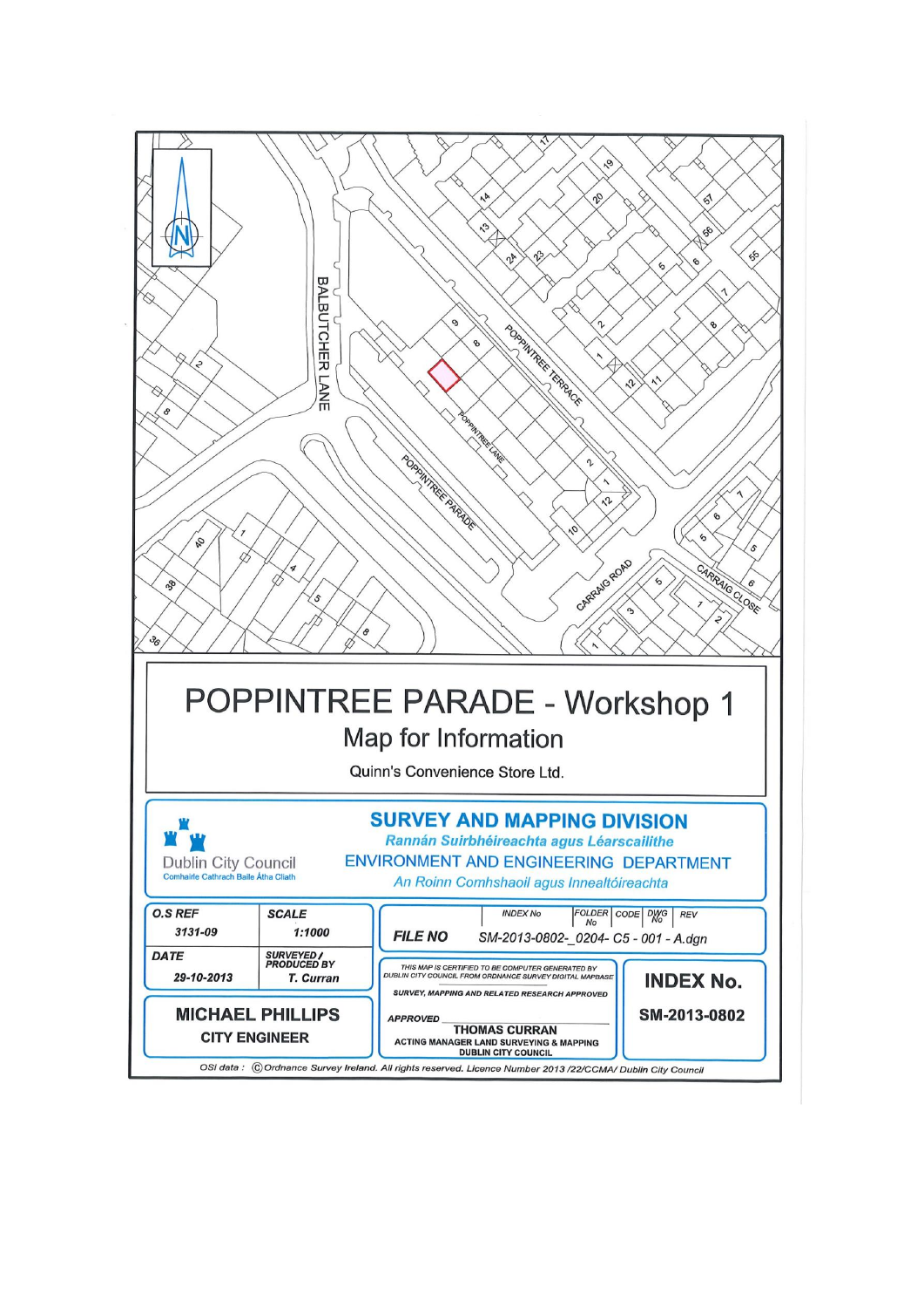BALBUTCHER LANE

POPPINTREE TERRACE

POPPINTREE LANE

POPPINTREE PARADE

CARRAIG ROAD

CARRAIG CLOSE

# POPPINTREE PARADE - Workshop 1

## Map for Information

Quinn's Convenience Store Ltd.

**SURVEY AND MAPPING DIVISION**

*Rannán Suirbhéireachta agus Léarscailithe*

ENVIRONMENT AND ENGINEERING DEPARTMENT

*An Roinn Comhshaoil agus Innealtóireachta*

Dublin City Council
Comhairle Cathrach Baile Átha Cliath

| O.S REF | SCALE |
|---|---|
| 3131-09 | 1:1000 |
| **DATE** | **SURVEYED / PRODUCED BY** |
| 29-10-2013 | T. Curran |

**MICHAEL PHILLIPS**
**CITY ENGINEER**

**FILE NO** SM-2013-0802-_0204- C5 - 001 - A.dgn
(INDEX No | FOLDER No | CODE | DWG No | REV)

THIS MAP IS CERTIFIED TO BE COMPUTER GENERATED BY DUBLIN CITY COUNCIL FROM ORDNANCE SURVEY DIGITAL MAPBASE

SURVEY, MAPPING AND RELATED RESEARCH APPROVED

APPROVED
**THOMAS CURRAN**
ACTING MANAGER LAND SURVEYING & MAPPING
DUBLIN CITY COUNCIL

**INDEX No.**
**SM-2013-0802**

OSI data : © Ordnance Survey Ireland. All rights reserved. Licence Number 2013 /22/CCMA/ Dublin City Council